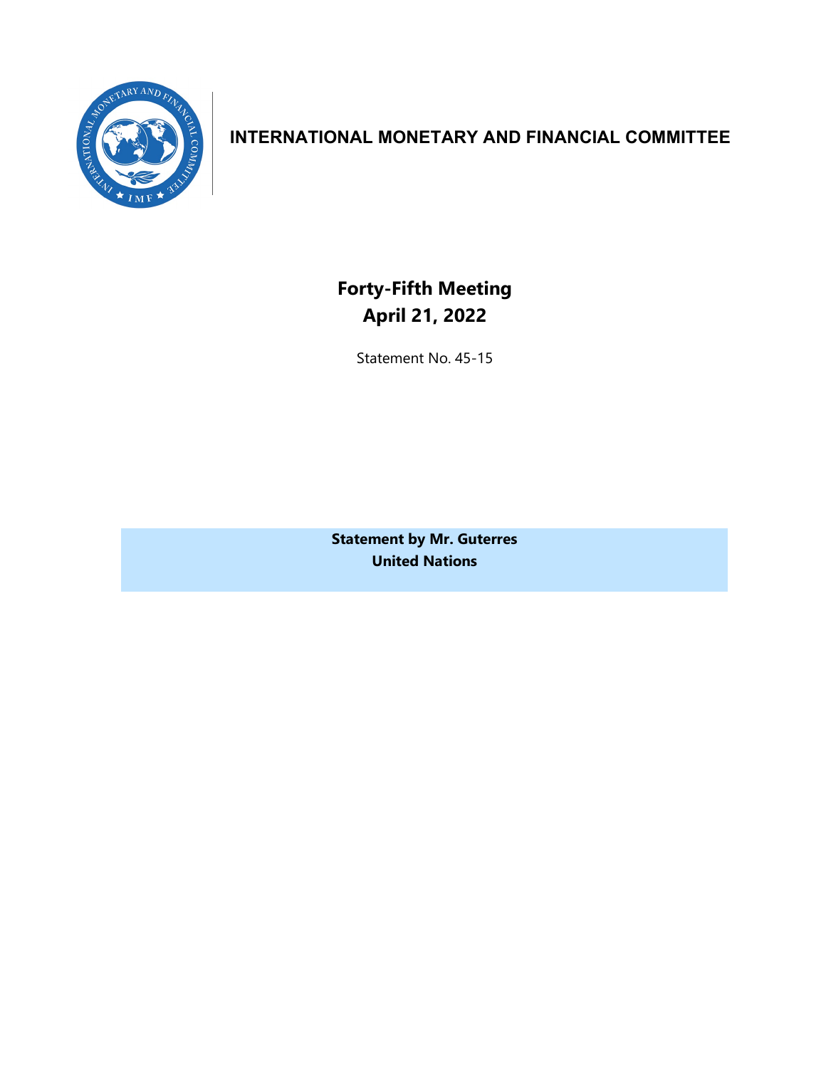# INTERNATIONAL MONETARY AND FINANCIAL COMMITTEE

## Forty-Fifth Meeting
## April 21, 2022

Statement No. 45-15

**Statement by Mr. Guterres**
**United Nations**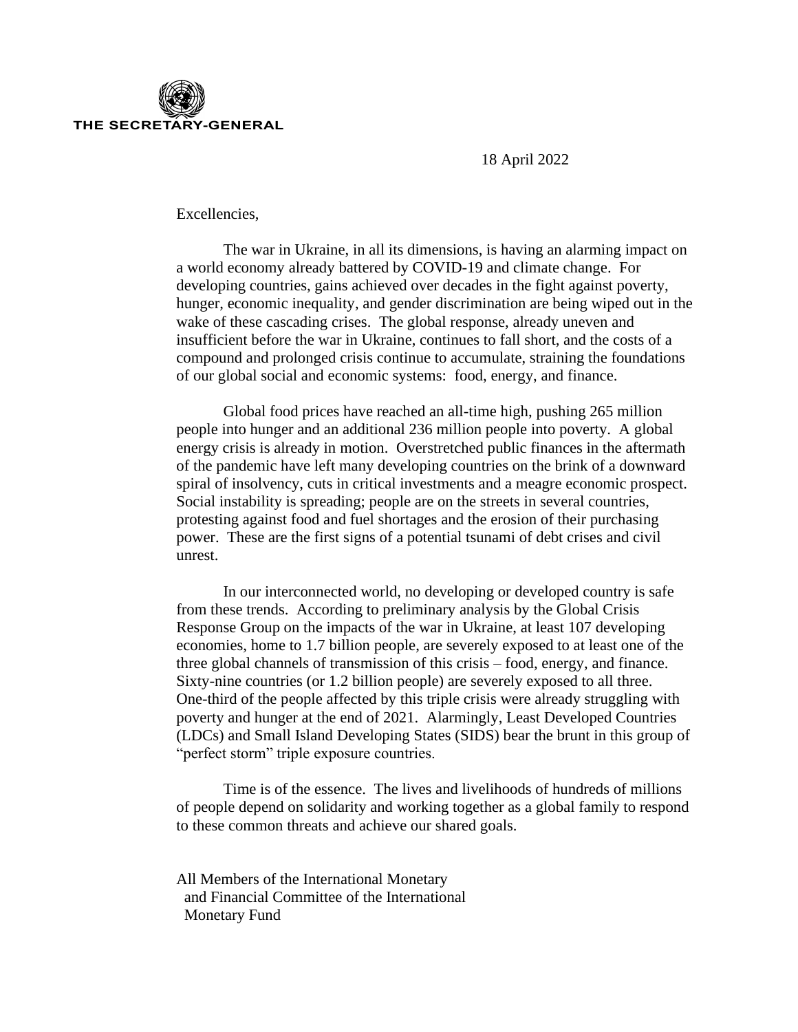**THE SECRETARY-GENERAL**

18 April 2022

Excellencies,

The war in Ukraine, in all its dimensions, is having an alarming impact on a world economy already battered by COVID-19 and climate change. For developing countries, gains achieved over decades in the fight against poverty, hunger, economic inequality, and gender discrimination are being wiped out in the wake of these cascading crises. The global response, already uneven and insufficient before the war in Ukraine, continues to fall short, and the costs of a compound and prolonged crisis continue to accumulate, straining the foundations of our global social and economic systems: food, energy, and finance.

Global food prices have reached an all-time high, pushing 265 million people into hunger and an additional 236 million people into poverty. A global energy crisis is already in motion. Overstretched public finances in the aftermath of the pandemic have left many developing countries on the brink of a downward spiral of insolvency, cuts in critical investments and a meagre economic prospect. Social instability is spreading; people are on the streets in several countries, protesting against food and fuel shortages and the erosion of their purchasing power. These are the first signs of a potential tsunami of debt crises and civil unrest.

In our interconnected world, no developing or developed country is safe from these trends. According to preliminary analysis by the Global Crisis Response Group on the impacts of the war in Ukraine, at least 107 developing economies, home to 1.7 billion people, are severely exposed to at least one of the three global channels of transmission of this crisis – food, energy, and finance. Sixty-nine countries (or 1.2 billion people) are severely exposed to all three. One-third of the people affected by this triple crisis were already struggling with poverty and hunger at the end of 2021. Alarmingly, Least Developed Countries (LDCs) and Small Island Developing States (SIDS) bear the brunt in this group of "perfect storm" triple exposure countries.

Time is of the essence. The lives and livelihoods of hundreds of millions of people depend on solidarity and working together as a global family to respond to these common threats and achieve our shared goals.

All Members of the International Monetary and Financial Committee of the International Monetary Fund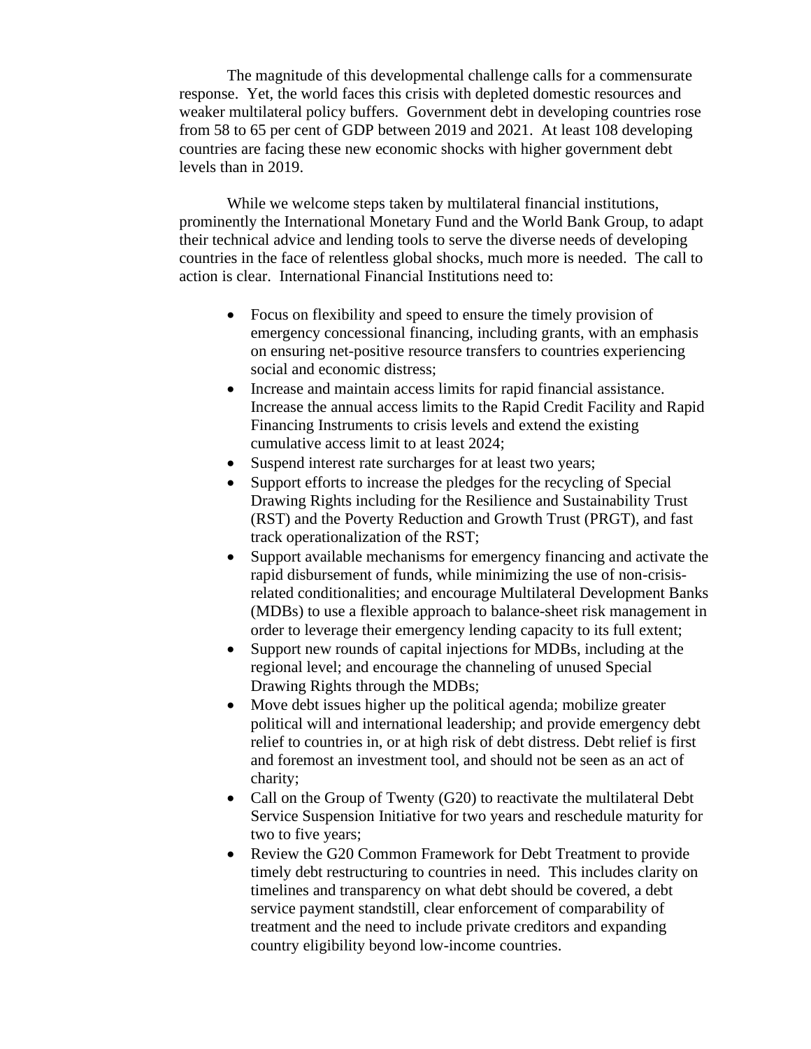The magnitude of this developmental challenge calls for a commensurate response. Yet, the world faces this crisis with depleted domestic resources and weaker multilateral policy buffers. Government debt in developing countries rose from 58 to 65 per cent of GDP between 2019 and 2021. At least 108 developing countries are facing these new economic shocks with higher government debt levels than in 2019.

While we welcome steps taken by multilateral financial institutions, prominently the International Monetary Fund and the World Bank Group, to adapt their technical advice and lending tools to serve the diverse needs of developing countries in the face of relentless global shocks, much more is needed. The call to action is clear. International Financial Institutions need to:

- Focus on flexibility and speed to ensure the timely provision of emergency concessional financing, including grants, with an emphasis on ensuring net-positive resource transfers to countries experiencing social and economic distress;
- Increase and maintain access limits for rapid financial assistance. Increase the annual access limits to the Rapid Credit Facility and Rapid Financing Instruments to crisis levels and extend the existing cumulative access limit to at least 2024;
- Suspend interest rate surcharges for at least two years;
- Support efforts to increase the pledges for the recycling of Special Drawing Rights including for the Resilience and Sustainability Trust (RST) and the Poverty Reduction and Growth Trust (PRGT), and fast track operationalization of the RST;
- Support available mechanisms for emergency financing and activate the rapid disbursement of funds, while minimizing the use of non-crisis-related conditionalities; and encourage Multilateral Development Banks (MDBs) to use a flexible approach to balance-sheet risk management in order to leverage their emergency lending capacity to its full extent;
- Support new rounds of capital injections for MDBs, including at the regional level; and encourage the channeling of unused Special Drawing Rights through the MDBs;
- Move debt issues higher up the political agenda; mobilize greater political will and international leadership; and provide emergency debt relief to countries in, or at high risk of debt distress. Debt relief is first and foremost an investment tool, and should not be seen as an act of charity;
- Call on the Group of Twenty (G20) to reactivate the multilateral Debt Service Suspension Initiative for two years and reschedule maturity for two to five years;
- Review the G20 Common Framework for Debt Treatment to provide timely debt restructuring to countries in need. This includes clarity on timelines and transparency on what debt should be covered, a debt service payment standstill, clear enforcement of comparability of treatment and the need to include private creditors and expanding country eligibility beyond low-income countries.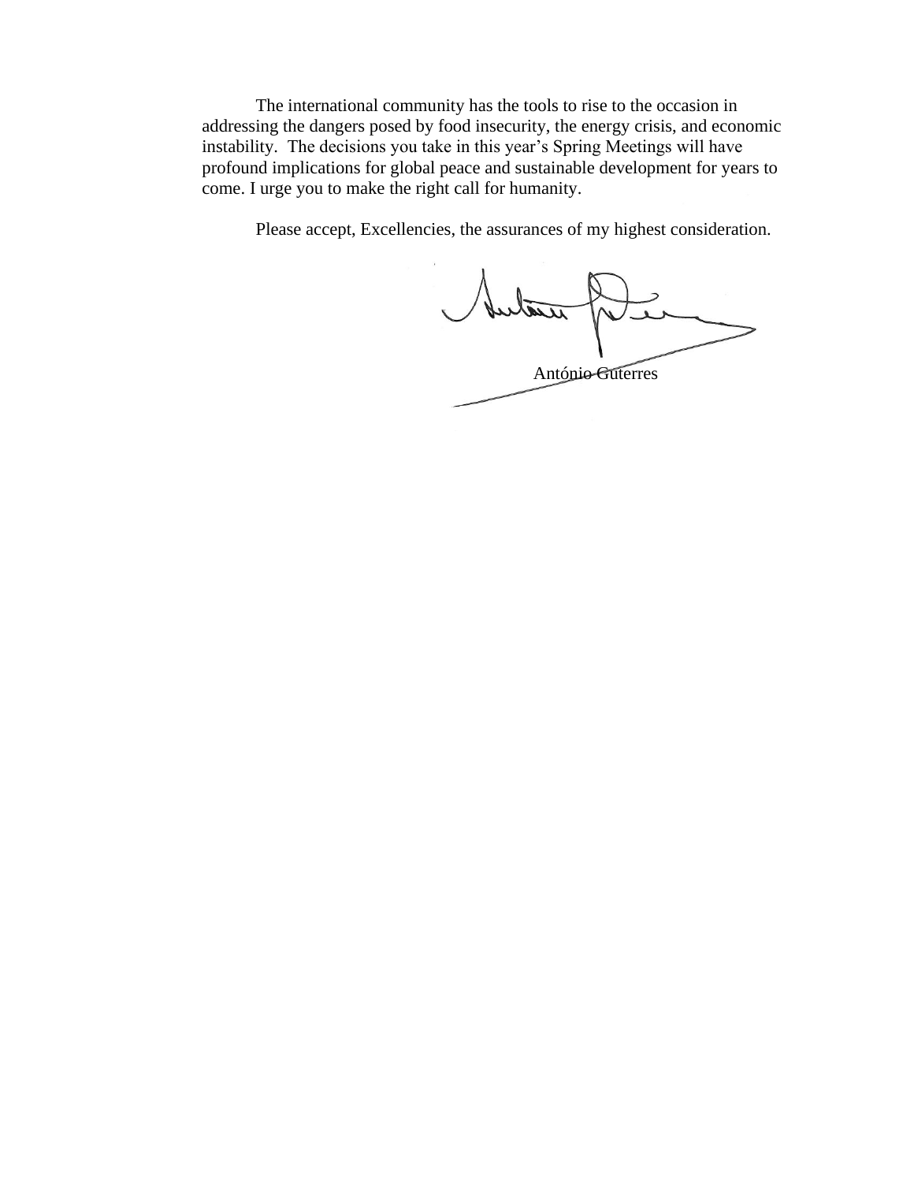The international community has the tools to rise to the occasion in addressing the dangers posed by food insecurity, the energy crisis, and economic instability. The decisions you take in this year's Spring Meetings will have profound implications for global peace and sustainable development for years to come. I urge you to make the right call for humanity.

Please accept, Excellencies, the assurances of my highest consideration.

António Guterres